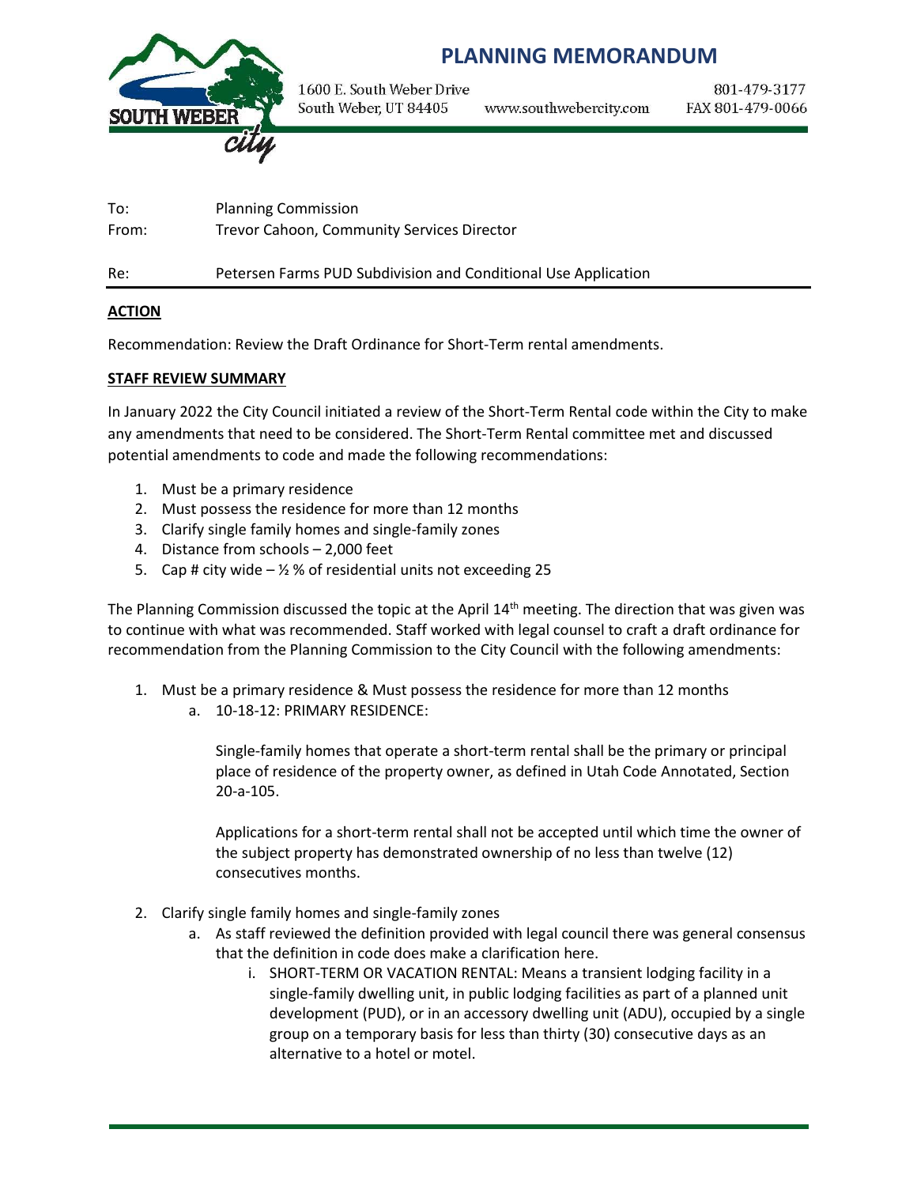# PLANNING MEMORANDUM

SOUTH WEBER city

1600 E. South Weber Drive
South Weber, UT 84405

www.southwebercity.com

801-479-3177
FAX 801-479-0066

To: Planning Commission
From: Trevor Cahoon, Community Services Director

Re: Petersen Farms PUD Subdivision and Conditional Use Application

**ACTION**

Recommendation: Review the Draft Ordinance for Short-Term rental amendments.

**STAFF REVIEW SUMMARY**

In January 2022 the City Council initiated a review of the Short-Term Rental code within the City to make any amendments that need to be considered. The Short-Term Rental committee met and discussed potential amendments to code and made the following recommendations:

1. Must be a primary residence
2. Must possess the residence for more than 12 months
3. Clarify single family homes and single-family zones
4. Distance from schools – 2,000 feet
5. Cap # city wide – ½ % of residential units not exceeding 25

The Planning Commission discussed the topic at the April 14th meeting. The direction that was given was to continue with what was recommended. Staff worked with legal counsel to craft a draft ordinance for recommendation from the Planning Commission to the City Council with the following amendments:

1. Must be a primary residence & Must possess the residence for more than 12 months
   a. 10-18-12: PRIMARY RESIDENCE:

      Single-family homes that operate a short-term rental shall be the primary or principal place of residence of the property owner, as defined in Utah Code Annotated, Section 20-a-105.

      Applications for a short-term rental shall not be accepted until which time the owner of the subject property has demonstrated ownership of no less than twelve (12) consecutives months.

2. Clarify single family homes and single-family zones
   a. As staff reviewed the definition provided with legal council there was general consensus that the definition in code does make a clarification here.
      i. SHORT-TERM OR VACATION RENTAL: Means a transient lodging facility in a single-family dwelling unit, in public lodging facilities as part of a planned unit development (PUD), or in an accessory dwelling unit (ADU), occupied by a single group on a temporary basis for less than thirty (30) consecutive days as an alternative to a hotel or motel.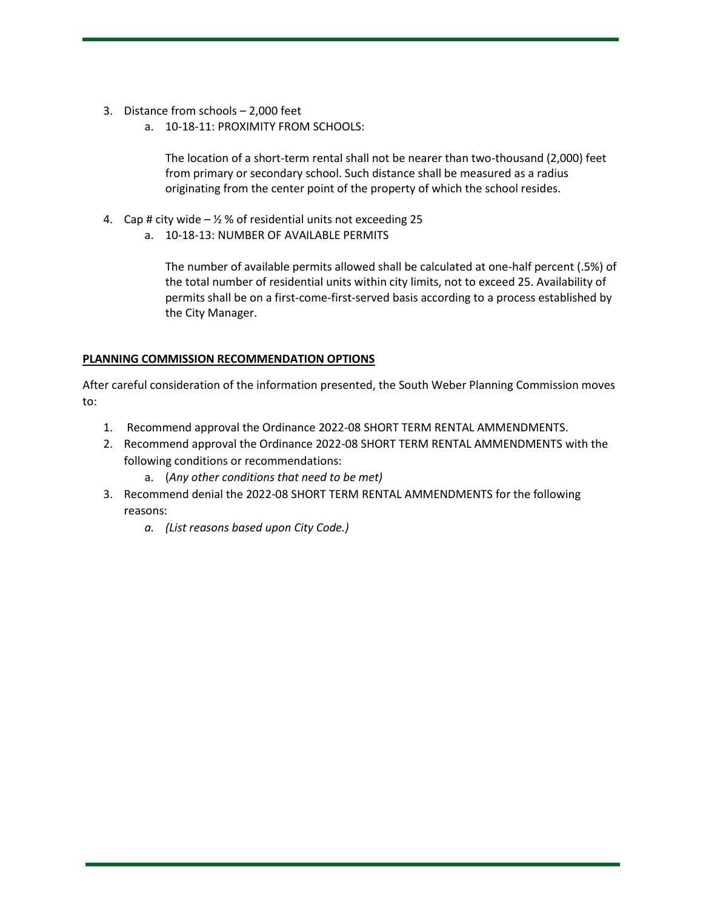3. Distance from schools – 2,000 feet
   a. 10-18-11: PROXIMITY FROM SCHOOLS:

      The location of a short-term rental shall not be nearer than two-thousand (2,000) feet from primary or secondary school. Such distance shall be measured as a radius originating from the center point of the property of which the school resides.

4. Cap # city wide – ½ % of residential units not exceeding 25
   a. 10-18-13: NUMBER OF AVAILABLE PERMITS

      The number of available permits allowed shall be calculated at one-half percent (.5%) of the total number of residential units within city limits, not to exceed 25. Availability of permits shall be on a first-come-first-served basis according to a process established by the City Manager.

**PLANNING COMMISSION RECOMMENDATION OPTIONS**

After careful consideration of the information presented, the South Weber Planning Commission moves to:

1. Recommend approval the Ordinance 2022-08 SHORT TERM RENTAL AMMENDMENTS.
2. Recommend approval the Ordinance 2022-08 SHORT TERM RENTAL AMMENDMENTS with the following conditions or recommendations:
   a. (*Any other conditions that need to be met)*
3. Recommend denial the 2022-08 SHORT TERM RENTAL AMMENDMENTS for the following reasons:
   a. *(List reasons based upon City Code.)*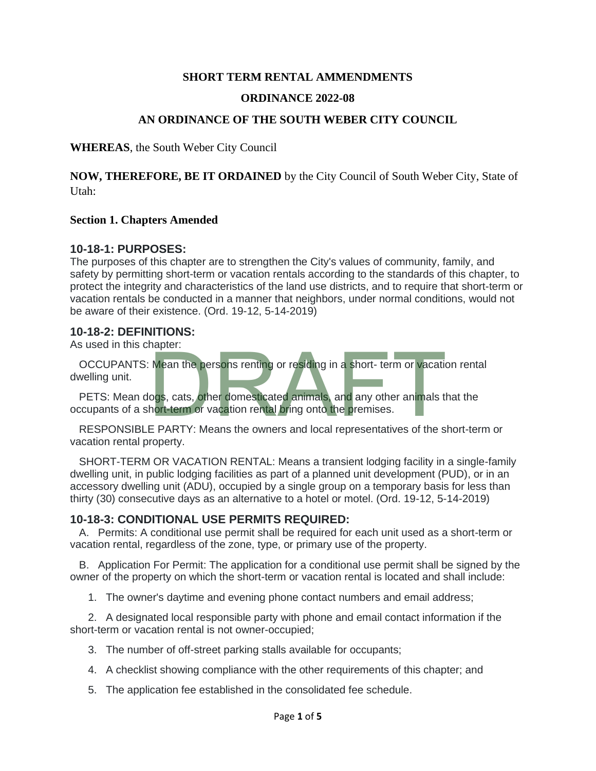**SHORT TERM RENTAL AMMENDMENTS**

**ORDINANCE 2022-08**

**AN ORDINANCE OF THE SOUTH WEBER CITY COUNCIL**

**WHEREAS**, the South Weber City Council

**NOW, THEREFORE, BE IT ORDAINED** by the City Council of South Weber City, State of Utah:

**Section 1. Chapters Amended**

### 10-18-1: PURPOSES:

The purposes of this chapter are to strengthen the City's values of community, family, and safety by permitting short-term or vacation rentals according to the standards of this chapter, to protect the integrity and characteristics of the land use districts, and to require that short-term or vacation rentals be conducted in a manner that neighbors, under normal conditions, would not be aware of their existence. (Ord. 19-12, 5-14-2019)

### 10-18-2: DEFINITIONS:

As used in this chapter:

OCCUPANTS: Mean the persons renting or residing in a short- term or vacation rental dwelling unit.

PETS: Mean dogs, cats, other domesticated animals, and any other animals that the occupants of a short-term or vacation rental bring onto the premises.

RESPONSIBLE PARTY: Means the owners and local representatives of the short-term or vacation rental property.

SHORT-TERM OR VACATION RENTAL: Means a transient lodging facility in a single-family dwelling unit, in public lodging facilities as part of a planned unit development (PUD), or in an accessory dwelling unit (ADU), occupied by a single group on a temporary basis for less than thirty (30) consecutive days as an alternative to a hotel or motel. (Ord. 19-12, 5-14-2019)

### 10-18-3: CONDITIONAL USE PERMITS REQUIRED:

A. Permits: A conditional use permit shall be required for each unit used as a short-term or vacation rental, regardless of the zone, type, or primary use of the property.

B. Application For Permit: The application for a conditional use permit shall be signed by the owner of the property on which the short-term or vacation rental is located and shall include:

1. The owner's daytime and evening phone contact numbers and email address;
2. A designated local responsible party with phone and email contact information if the short-term or vacation rental is not owner-occupied;
3. The number of off-street parking stalls available for occupants;
4. A checklist showing compliance with the other requirements of this chapter; and
5. The application fee established in the consolidated fee schedule.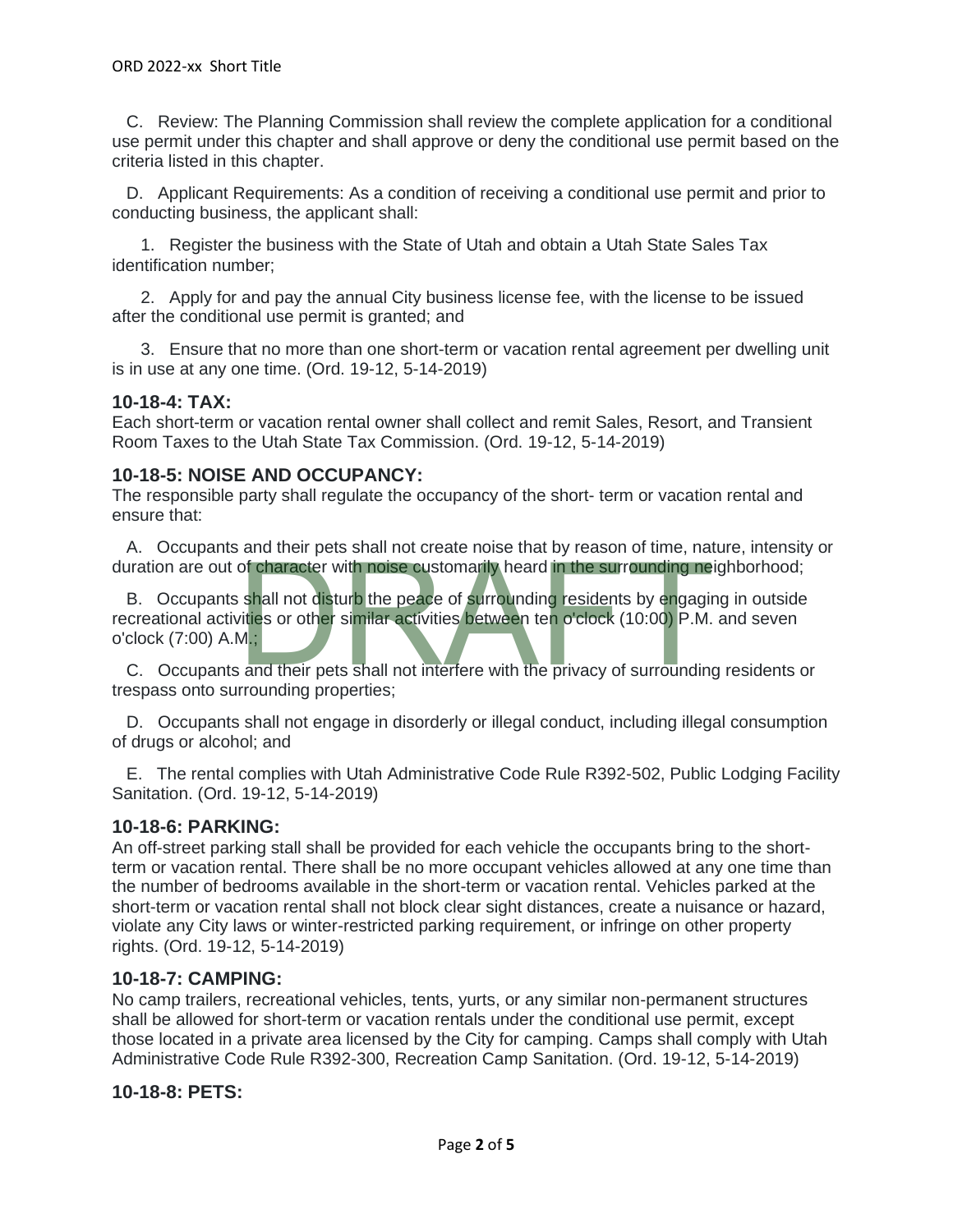C. Review: The Planning Commission shall review the complete application for a conditional use permit under this chapter and shall approve or deny the conditional use permit based on the criteria listed in this chapter.

D. Applicant Requirements: As a condition of receiving a conditional use permit and prior to conducting business, the applicant shall:

1. Register the business with the State of Utah and obtain a Utah State Sales Tax identification number;

2. Apply for and pay the annual City business license fee, with the license to be issued after the conditional use permit is granted; and

3. Ensure that no more than one short-term or vacation rental agreement per dwelling unit is in use at any one time. (Ord. 19-12, 5-14-2019)

### 10-18-4: TAX:

Each short-term or vacation rental owner shall collect and remit Sales, Resort, and Transient Room Taxes to the Utah State Tax Commission. (Ord. 19-12, 5-14-2019)

### 10-18-5: NOISE AND OCCUPANCY:

The responsible party shall regulate the occupancy of the short- term or vacation rental and ensure that:

A. Occupants and their pets shall not create noise that by reason of time, nature, intensity or duration are out of character with noise customarily heard in the surrounding neighborhood;

B. Occupants shall not disturb the peace of surrounding residents by engaging in outside recreational activities or other similar activities between ten o'clock (10:00) P.M. and seven o'clock (7:00) A.M.;

C. Occupants and their pets shall not interfere with the privacy of surrounding residents or trespass onto surrounding properties;

D. Occupants shall not engage in disorderly or illegal conduct, including illegal consumption of drugs or alcohol; and

E. The rental complies with Utah Administrative Code Rule R392-502, Public Lodging Facility Sanitation. (Ord. 19-12, 5-14-2019)

### 10-18-6: PARKING:

An off-street parking stall shall be provided for each vehicle the occupants bring to the short-term or vacation rental. There shall be no more occupant vehicles allowed at any one time than the number of bedrooms available in the short-term or vacation rental. Vehicles parked at the short-term or vacation rental shall not block clear sight distances, create a nuisance or hazard, violate any City laws or winter-restricted parking requirement, or infringe on other property rights. (Ord. 19-12, 5-14-2019)

### 10-18-7: CAMPING:

No camp trailers, recreational vehicles, tents, yurts, or any similar non-permanent structures shall be allowed for short-term or vacation rentals under the conditional use permit, except those located in a private area licensed by the City for camping. Camps shall comply with Utah Administrative Code Rule R392-300, Recreation Camp Sanitation. (Ord. 19-12, 5-14-2019)

### 10-18-8: PETS: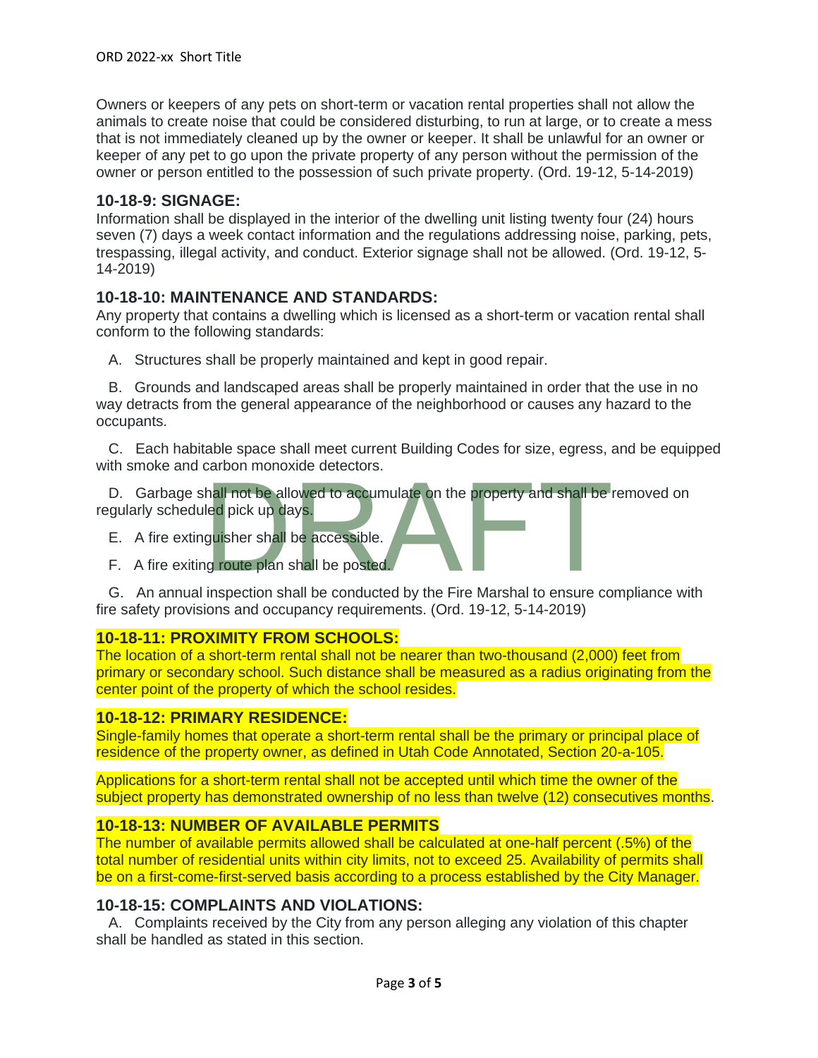Owners or keepers of any pets on short-term or vacation rental properties shall not allow the animals to create noise that could be considered disturbing, to run at large, or to create a mess that is not immediately cleaned up by the owner or keeper. It shall be unlawful for an owner or keeper of any pet to go upon the private property of any person without the permission of the owner or person entitled to the possession of such private property. (Ord. 19-12, 5-14-2019)

### 10-18-9: SIGNAGE:

Information shall be displayed in the interior of the dwelling unit listing twenty four (24) hours seven (7) days a week contact information and the regulations addressing noise, parking, pets, trespassing, illegal activity, and conduct. Exterior signage shall not be allowed. (Ord. 19-12, 5-14-2019)

### 10-18-10: MAINTENANCE AND STANDARDS:

Any property that contains a dwelling which is licensed as a short-term or vacation rental shall conform to the following standards:

A. Structures shall be properly maintained and kept in good repair.

B. Grounds and landscaped areas shall be properly maintained in order that the use in no way detracts from the general appearance of the neighborhood or causes any hazard to the occupants.

C. Each habitable space shall meet current Building Codes for size, egress, and be equipped with smoke and carbon monoxide detectors.

D. Garbage shall not be allowed to accumulate on the property and shall be removed on regularly scheduled pick up days.

E. A fire extinguisher shall be accessible.

F. A fire exiting route plan shall be posted.

G. An annual inspection shall be conducted by the Fire Marshal to ensure compliance with fire safety provisions and occupancy requirements. (Ord. 19-12, 5-14-2019)

### 10-18-11: PROXIMITY FROM SCHOOLS:

The location of a short-term rental shall not be nearer than two-thousand (2,000) feet from primary or secondary school. Such distance shall be measured as a radius originating from the center point of the property of which the school resides.

### 10-18-12: PRIMARY RESIDENCE:

Single-family homes that operate a short-term rental shall be the primary or principal place of residence of the property owner, as defined in Utah Code Annotated, Section 20-a-105.

Applications for a short-term rental shall not be accepted until which time the owner of the subject property has demonstrated ownership of no less than twelve (12) consecutives months.

### 10-18-13: NUMBER OF AVAILABLE PERMITS

The number of available permits allowed shall be calculated at one-half percent (.5%) of the total number of residential units within city limits, not to exceed 25. Availability of permits shall be on a first-come-first-served basis according to a process established by the City Manager.

### 10-18-15: COMPLAINTS AND VIOLATIONS:

A. Complaints received by the City from any person alleging any violation of this chapter shall be handled as stated in this section.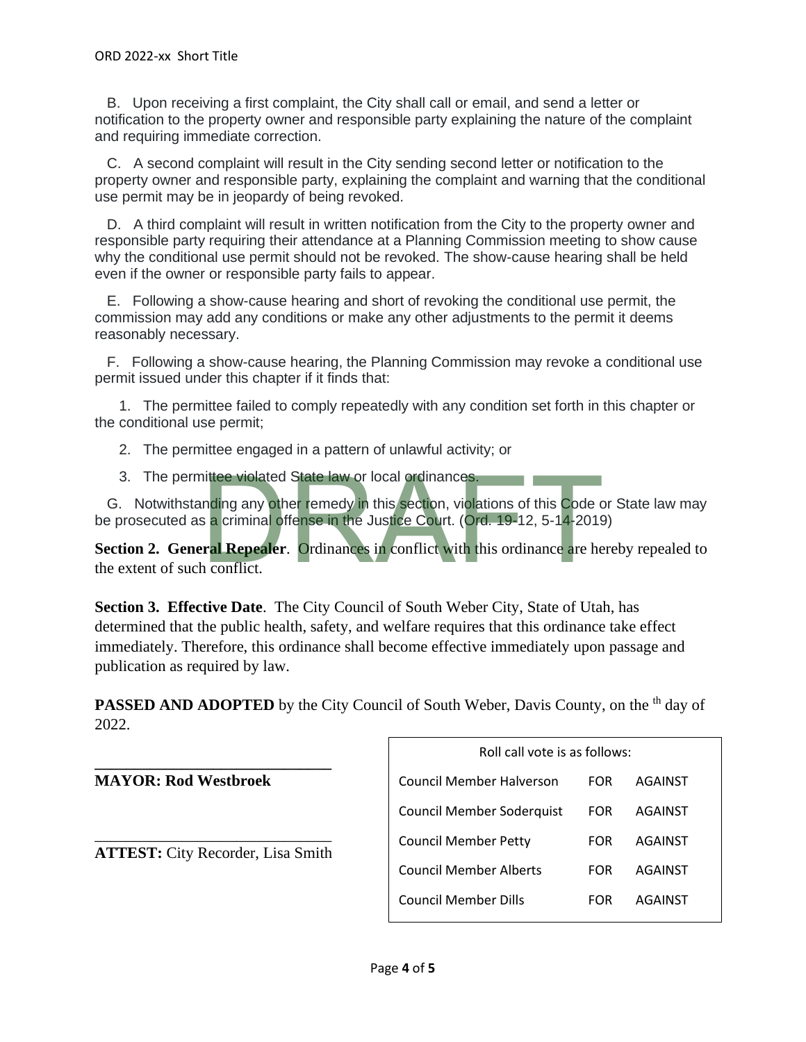B. Upon receiving a first complaint, the City shall call or email, and send a letter or notification to the property owner and responsible party explaining the nature of the complaint and requiring immediate correction.

C. A second complaint will result in the City sending second letter or notification to the property owner and responsible party, explaining the complaint and warning that the conditional use permit may be in jeopardy of being revoked.

D. A third complaint will result in written notification from the City to the property owner and responsible party requiring their attendance at a Planning Commission meeting to show cause why the conditional use permit should not be revoked. The show-cause hearing shall be held even if the owner or responsible party fails to appear.

E. Following a show-cause hearing and short of revoking the conditional use permit, the commission may add any conditions or make any other adjustments to the permit it deems reasonably necessary.

F. Following a show-cause hearing, the Planning Commission may revoke a conditional use permit issued under this chapter if it finds that:

1. The permittee failed to comply repeatedly with any condition set forth in this chapter or the conditional use permit;

2. The permittee engaged in a pattern of unlawful activity; or

3. The permittee violated State law or local ordinances.

G. Notwithstanding any other remedy in this section, violations of this Code or State law may be prosecuted as a criminal offense in the Justice Court. (Ord. 19-12, 5-14-2019)

**Section 2. General Repealer**. Ordinances in conflict with this ordinance are hereby repealed to the extent of such conflict.

**Section 3. Effective Date**. The City Council of South Weber City, State of Utah, has determined that the public health, safety, and welfare requires that this ordinance take effect immediately. Therefore, this ordinance shall become effective immediately upon passage and publication as required by law.

**PASSED AND ADOPTED** by the City Council of South Weber, Davis County, on the th day of 2022.

______________________________

**MAYOR: Rod Westbroek**

______________________________

**ATTEST:** City Recorder, Lisa Smith

| Roll call vote is as follows: | | |
|---|---|---|
| Council Member Halverson | FOR | AGAINST |
| Council Member Soderquist | FOR | AGAINST |
| Council Member Petty | FOR | AGAINST |
| Council Member Alberts | FOR | AGAINST |
| Council Member Dills | FOR | AGAINST |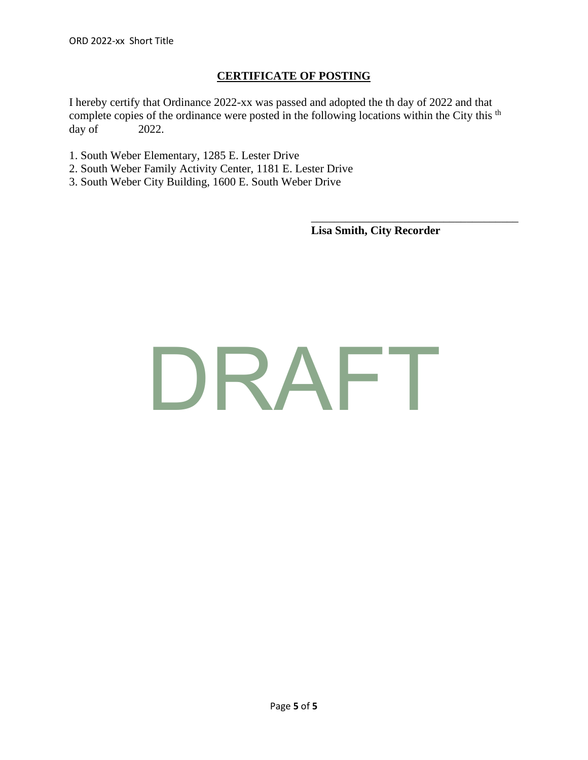## CERTIFICATE OF POSTING

I hereby certify that Ordinance 2022-xx was passed and adopted the th day of 2022 and that complete copies of the ordinance were posted in the following locations within the City this th day of 2022.

1. South Weber Elementary, 1285 E. Lester Drive
2. South Weber Family Activity Center, 1181 E. Lester Drive
3. South Weber City Building, 1600 E. South Weber Drive

\_\_\_\_\_\_\_\_\_\_\_\_\_\_\_\_\_\_\_\_\_\_\_\_\_\_\_\_\_\_\_\_\_\_\_\_

**Lisa Smith, City Recorder**

DRAFT